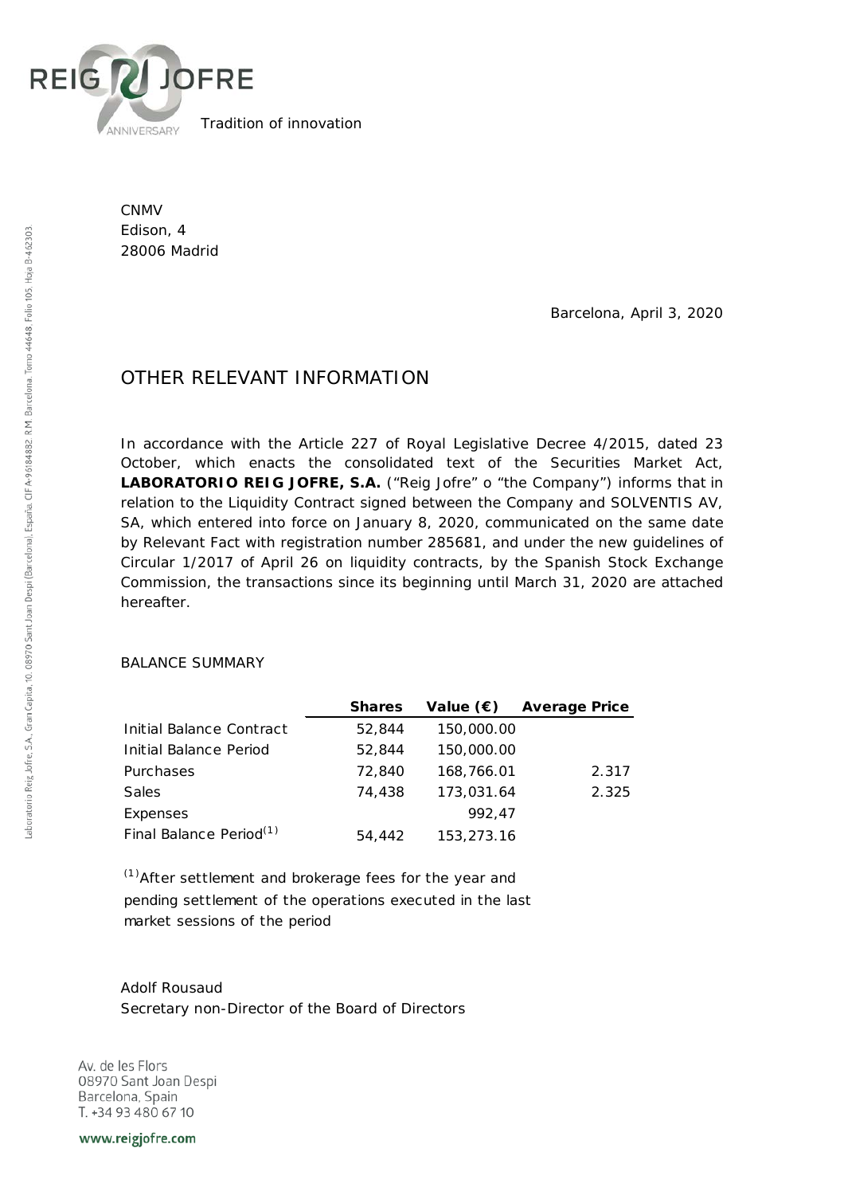REIG JOFRE

Tradition of innovation

CNMV
Edison, 4
28006 Madrid

Barcelona, April 3, 2020

# OTHER RELEVANT INFORMATION

In accordance with the Article 227 of Royal Legislative Decree 4/2015, dated 23 October, which enacts the consolidated text of the Securities Market Act, **LABORATORIO REIG JOFRE, S.A.** ("Reig Jofre" o "the Company") informs that in relation to the Liquidity Contract signed between the Company and SOLVENTIS AV, SA, which entered into force on January 8, 2020, communicated on the same date by Relevant Fact with registration number 285681, and under the new guidelines of Circular 1/2017 of April 26 on liquidity contracts, by the Spanish Stock Exchange Commission, the transactions since its beginning until March 31, 2020 are attached hereafter.

BALANCE SUMMARY

| | **Shares** | **Value (€)** | **Average Price** |
|---|---|---|---|
| Initial Balance Contract | 52,844 | 150,000.00 | |
| Initial Balance Period | 52,844 | 150,000.00 | |
| Purchases | 72,840 | 168,766.01 | 2.317 |
| Sales | 74,438 | 173,031.64 | 2.325 |
| Expenses | | 992,47 | |
| Final Balance Period[1] | 54,442 | 153,273.16 | |

[1] After settlement and brokerage fees for the year and pending settlement of the operations executed in the last market sessions of the period

Adolf Rousaud
Secretary non-Director of the Board of Directors

Av. de les Flors
08970 Sant Joan Despi
Barcelona, Spain
T. +34 93 480 67 10

www.reigjofre.com

Laboratorio Reig Jofre, S.A., Gran Capita, 10. 08970 Sant Joan Despi (Barcelona), España. CIF A-96184882. R.M. Barcelona. Tomo 44648. Folio 105. Hoja B-462303.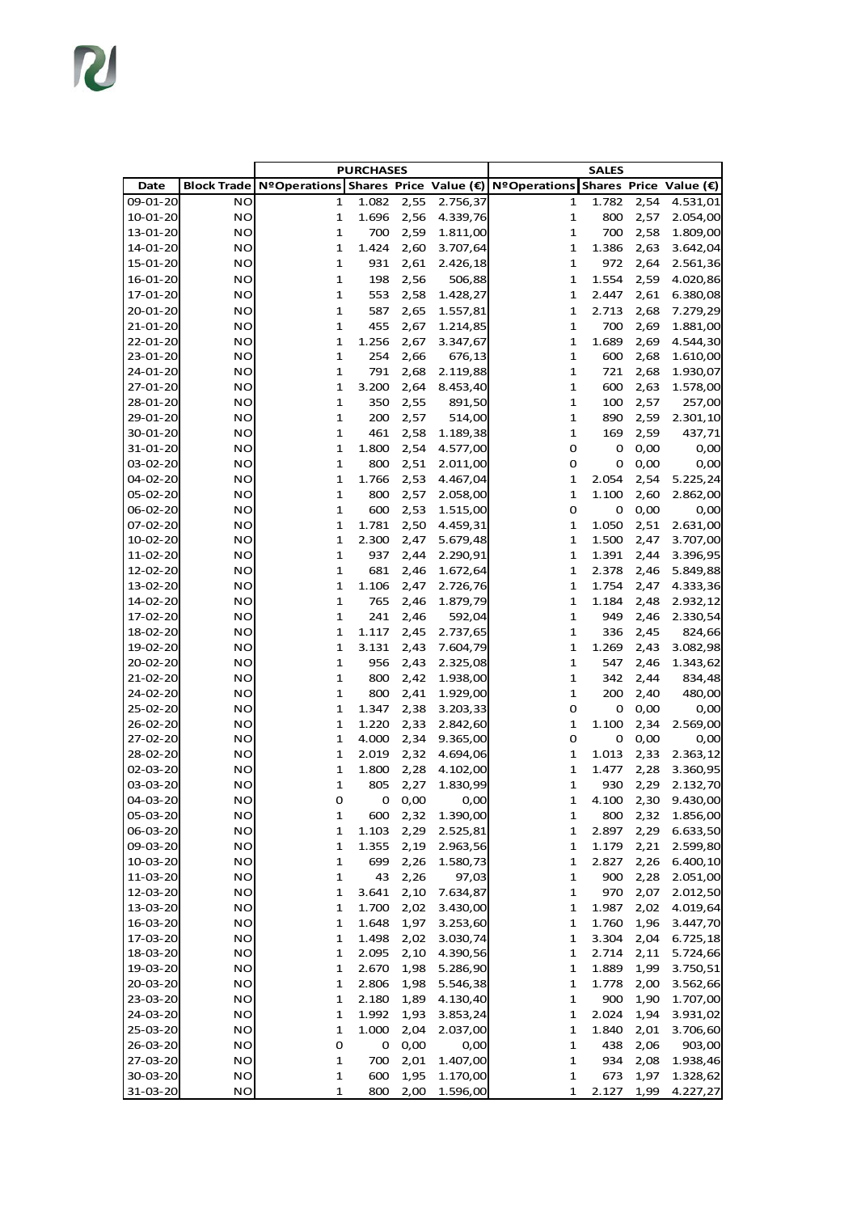| | | PURCHASES | | | | SALES | | | |
|---|---|---|---|---|---|---|---|---|---|
| Date | Block Trade | NºOperations | Shares | Price | Value (€) | NºOperations | Shares | Price | Value (€) |
| 09-01-20 | NO | 1 | 1.082 | 2,55 | 2.756,37 | 1 | 1.782 | 2,54 | 4.531,01 |
| 10-01-20 | NO | 1 | 1.696 | 2,56 | 4.339,76 | 1 | 800 | 2,57 | 2.054,00 |
| 13-01-20 | NO | 1 | 700 | 2,59 | 1.811,00 | 1 | 700 | 2,58 | 1.809,00 |
| 14-01-20 | NO | 1 | 1.424 | 2,60 | 3.707,64 | 1 | 1.386 | 2,63 | 3.642,04 |
| 15-01-20 | NO | 1 | 931 | 2,61 | 2.426,18 | 1 | 972 | 2,64 | 2.561,36 |
| 16-01-20 | NO | 1 | 198 | 2,56 | 506,88 | 1 | 1.554 | 2,59 | 4.020,86 |
| 17-01-20 | NO | 1 | 553 | 2,58 | 1.428,27 | 1 | 2.447 | 2,61 | 6.380,08 |
| 20-01-20 | NO | 1 | 587 | 2,65 | 1.557,81 | 1 | 2.713 | 2,68 | 7.279,29 |
| 21-01-20 | NO | 1 | 455 | 2,67 | 1.214,85 | 1 | 700 | 2,69 | 1.881,00 |
| 22-01-20 | NO | 1 | 1.256 | 2,67 | 3.347,67 | 1 | 1.689 | 2,69 | 4.544,30 |
| 23-01-20 | NO | 1 | 254 | 2,66 | 676,13 | 1 | 600 | 2,68 | 1.610,00 |
| 24-01-20 | NO | 1 | 791 | 2,68 | 2.119,88 | 1 | 721 | 2,68 | 1.930,07 |
| 27-01-20 | NO | 1 | 3.200 | 2,64 | 8.453,40 | 1 | 600 | 2,63 | 1.578,00 |
| 28-01-20 | NO | 1 | 350 | 2,55 | 891,50 | 1 | 100 | 2,57 | 257,00 |
| 29-01-20 | NO | 1 | 200 | 2,57 | 514,00 | 1 | 890 | 2,59 | 2.301,10 |
| 30-01-20 | NO | 1 | 461 | 2,58 | 1.189,38 | 1 | 169 | 2,59 | 437,71 |
| 31-01-20 | NO | 1 | 1.800 | 2,54 | 4.577,00 | 0 | 0 | 0,00 | 0,00 |
| 03-02-20 | NO | 1 | 800 | 2,51 | 2.011,00 | 0 | 0 | 0,00 | 0,00 |
| 04-02-20 | NO | 1 | 1.766 | 2,53 | 4.467,04 | 1 | 2.054 | 2,54 | 5.225,24 |
| 05-02-20 | NO | 1 | 800 | 2,57 | 2.058,00 | 1 | 1.100 | 2,60 | 2.862,00 |
| 06-02-20 | NO | 1 | 600 | 2,53 | 1.515,00 | 0 | 0 | 0,00 | 0,00 |
| 07-02-20 | NO | 1 | 1.781 | 2,50 | 4.459,31 | 1 | 1.050 | 2,51 | 2.631,00 |
| 10-02-20 | NO | 1 | 2.300 | 2,47 | 5.679,48 | 1 | 1.500 | 2,47 | 3.707,00 |
| 11-02-20 | NO | 1 | 937 | 2,44 | 2.290,91 | 1 | 1.391 | 2,44 | 3.396,95 |
| 12-02-20 | NO | 1 | 681 | 2,46 | 1.672,64 | 1 | 2.378 | 2,46 | 5.849,88 |
| 13-02-20 | NO | 1 | 1.106 | 2,47 | 2.726,76 | 1 | 1.754 | 2,47 | 4.333,36 |
| 14-02-20 | NO | 1 | 765 | 2,46 | 1.879,79 | 1 | 1.184 | 2,48 | 2.932,12 |
| 17-02-20 | NO | 1 | 241 | 2,46 | 592,04 | 1 | 949 | 2,46 | 2.330,54 |
| 18-02-20 | NO | 1 | 1.117 | 2,45 | 2.737,65 | 1 | 336 | 2,45 | 824,66 |
| 19-02-20 | NO | 1 | 3.131 | 2,43 | 7.604,79 | 1 | 1.269 | 2,43 | 3.082,98 |
| 20-02-20 | NO | 1 | 956 | 2,43 | 2.325,08 | 1 | 547 | 2,46 | 1.343,62 |
| 21-02-20 | NO | 1 | 800 | 2,42 | 1.938,00 | 1 | 342 | 2,44 | 834,48 |
| 24-02-20 | NO | 1 | 800 | 2,41 | 1.929,00 | 1 | 200 | 2,40 | 480,00 |
| 25-02-20 | NO | 1 | 1.347 | 2,38 | 3.203,33 | 0 | 0 | 0,00 | 0,00 |
| 26-02-20 | NO | 1 | 1.220 | 2,33 | 2.842,60 | 1 | 1.100 | 2,34 | 2.569,00 |
| 27-02-20 | NO | 1 | 4.000 | 2,34 | 9.365,00 | 0 | 0 | 0,00 | 0,00 |
| 28-02-20 | NO | 1 | 2.019 | 2,32 | 4.694,06 | 1 | 1.013 | 2,33 | 2.363,12 |
| 02-03-20 | NO | 1 | 1.800 | 2,28 | 4.102,00 | 1 | 1.477 | 2,28 | 3.360,95 |
| 03-03-20 | NO | 1 | 805 | 2,27 | 1.830,99 | 1 | 930 | 2,29 | 2.132,70 |
| 04-03-20 | NO | 0 | 0 | 0,00 | 0,00 | 1 | 4.100 | 2,30 | 9.430,00 |
| 05-03-20 | NO | 1 | 600 | 2,32 | 1.390,00 | 1 | 800 | 2,32 | 1.856,00 |
| 06-03-20 | NO | 1 | 1.103 | 2,29 | 2.525,81 | 1 | 2.897 | 2,29 | 6.633,50 |
| 09-03-20 | NO | 1 | 1.355 | 2,19 | 2.963,56 | 1 | 1.179 | 2,21 | 2.599,80 |
| 10-03-20 | NO | 1 | 699 | 2,26 | 1.580,73 | 1 | 2.827 | 2,26 | 6.400,10 |
| 11-03-20 | NO | 1 | 43 | 2,26 | 97,03 | 1 | 900 | 2,28 | 2.051,00 |
| 12-03-20 | NO | 1 | 3.641 | 2,10 | 7.634,87 | 1 | 970 | 2,07 | 2.012,50 |
| 13-03-20 | NO | 1 | 1.700 | 2,02 | 3.430,00 | 1 | 1.987 | 2,02 | 4.019,64 |
| 16-03-20 | NO | 1 | 1.648 | 1,97 | 3.253,60 | 1 | 1.760 | 1,96 | 3.447,70 |
| 17-03-20 | NO | 1 | 1.498 | 2,02 | 3.030,74 | 1 | 3.304 | 2,04 | 6.725,18 |
| 18-03-20 | NO | 1 | 2.095 | 2,10 | 4.390,56 | 1 | 2.714 | 2,11 | 5.724,66 |
| 19-03-20 | NO | 1 | 2.670 | 1,98 | 5.286,90 | 1 | 1.889 | 1,99 | 3.750,51 |
| 20-03-20 | NO | 1 | 2.806 | 1,98 | 5.546,38 | 1 | 1.778 | 2,00 | 3.562,66 |
| 23-03-20 | NO | 1 | 2.180 | 1,89 | 4.130,40 | 1 | 900 | 1,90 | 1.707,00 |
| 24-03-20 | NO | 1 | 1.992 | 1,93 | 3.853,24 | 1 | 2.024 | 1,94 | 3.931,02 |
| 25-03-20 | NO | 1 | 1.000 | 2,04 | 2.037,00 | 1 | 1.840 | 2,01 | 3.706,60 |
| 26-03-20 | NO | 0 | 0 | 0,00 | 0,00 | 1 | 438 | 2,06 | 903,00 |
| 27-03-20 | NO | 1 | 700 | 2,01 | 1.407,00 | 1 | 934 | 2,08 | 1.938,46 |
| 30-03-20 | NO | 1 | 600 | 1,95 | 1.170,00 | 1 | 673 | 1,97 | 1.328,62 |
| 31-03-20 | NO | 1 | 800 | 2,00 | 1.596,00 | 1 | 2.127 | 1,99 | 4.227,27 |